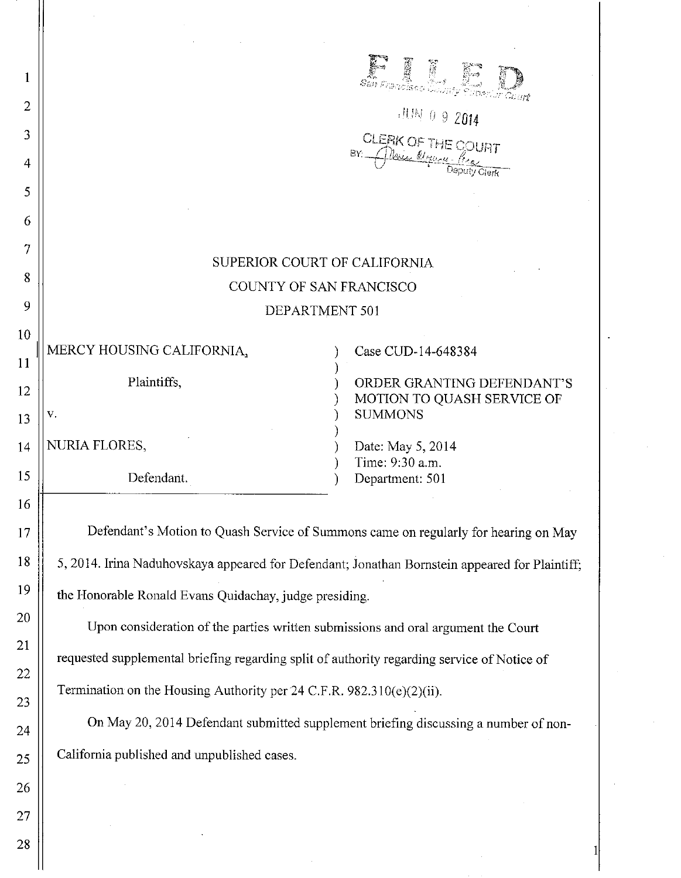FILED
San Francisco County Superior Court

JUN 09 2014

CLERK OF THE COURT
BY: Deputy Clerk

SUPERIOR COURT OF CALIFORNIA
COUNTY OF SAN FRANCISCO
DEPARTMENT 501

| | |
|---|---|
| MERCY HOUSING CALIFORNIA,<br><br>Plaintiffs,<br><br>v.<br><br>NURIA FLORES,<br><br>Defendant. | Case CUD-14-648384<br><br>ORDER GRANTING DEFENDANT'S MOTION TO QUASH SERVICE OF SUMMONS<br><br>Date: May 5, 2014<br>Time: 9:30 a.m.<br>Department: 501 |

Defendant's Motion to Quash Service of Summons came on regularly for hearing on May 5, 2014. Irina Naduhovskaya appeared for Defendant; Jonathan Bornstein appeared for Plaintiff; the Honorable Ronald Evans Quidachay, judge presiding.

Upon consideration of the parties written submissions and oral argument the Court requested supplemental briefing regarding split of authority regarding service of Notice of Termination on the Housing Authority per 24 C.F.R. 982.310(e)(2)(ii).

On May 20, 2014 Defendant submitted supplement briefing discussing a number of non-California published and unpublished cases.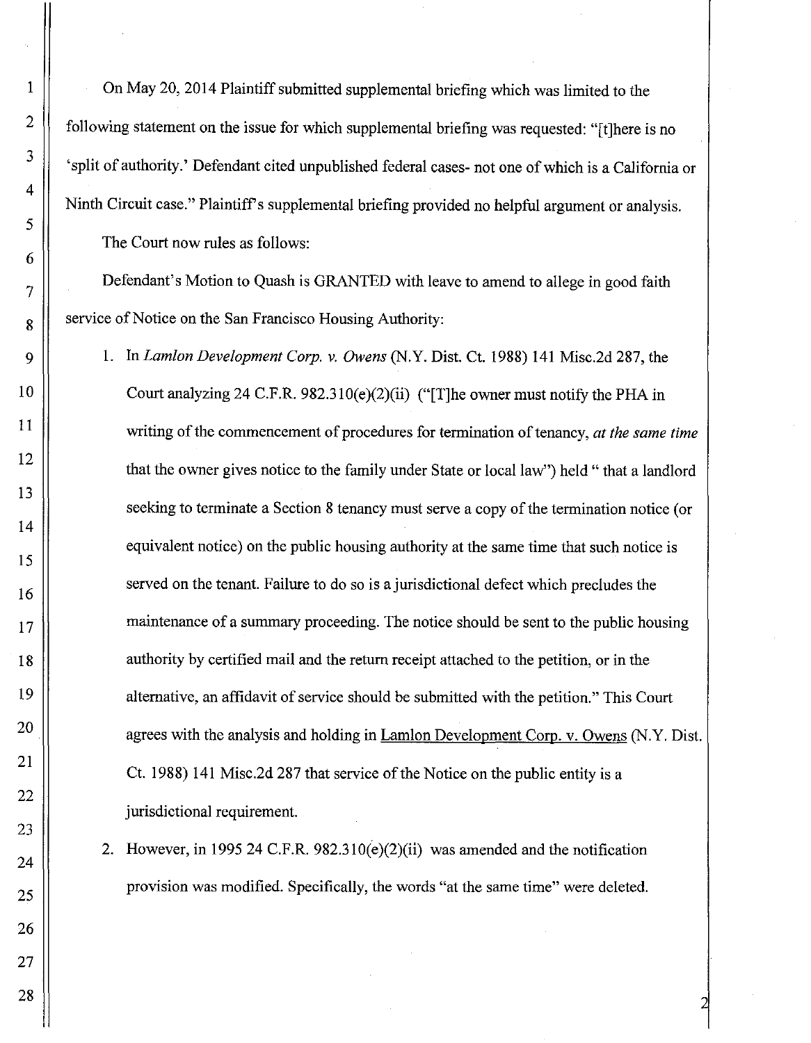On May 20, 2014 Plaintiff submitted supplemental briefing which was limited to the following statement on the issue for which supplemental briefing was requested: "[t]here is no 'split of authority.' Defendant cited unpublished federal cases- not one of which is a California or Ninth Circuit case." Plaintiff's supplemental briefing provided no helpful argument or analysis.

The Court now rules as follows:

Defendant's Motion to Quash is GRANTED with leave to amend to allege in good faith service of Notice on the San Francisco Housing Authority:

1. In *Lamlon Development Corp. v. Owens* (N.Y. Dist. Ct. 1988) 141 Misc.2d 287, the Court analyzing 24 C.F.R. 982.310(e)(2)(ii) ("[T]he owner must notify the PHA in writing of the commencement of procedures for termination of tenancy, *at the same time* that the owner gives notice to the family under State or local law") held " that a landlord seeking to terminate a Section 8 tenancy must serve a copy of the termination notice (or equivalent notice) on the public housing authority at the same time that such notice is served on the tenant. Failure to do so is a jurisdictional defect which precludes the maintenance of a summary proceeding. The notice should be sent to the public housing authority by certified mail and the return receipt attached to the petition, or in the alternative, an affidavit of service should be submitted with the petition." This Court agrees with the analysis and holding in Lamlon Development Corp. v. Owens (N.Y. Dist. Ct. 1988) 141 Misc.2d 287 that service of the Notice on the public entity is a jurisdictional requirement.

2. However, in 1995 24 C.F.R. 982.310(e)(2)(ii) was amended and the notification provision was modified. Specifically, the words "at the same time" were deleted.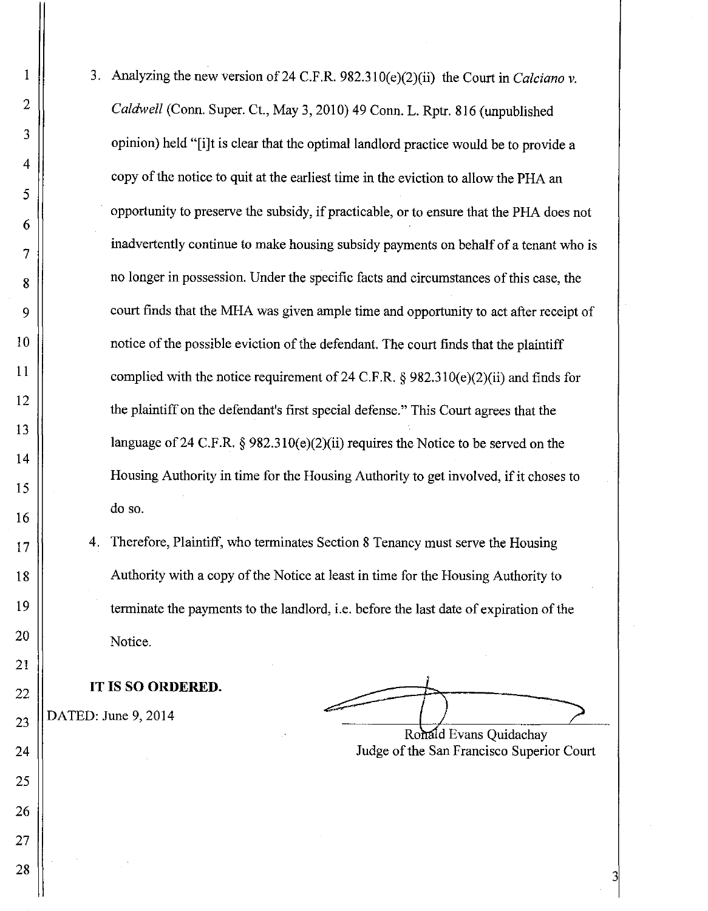3. Analyzing the new version of 24 C.F.R. 982.310(e)(2)(ii) the Court in *Calciano v. Caldwell* (Conn. Super. Ct., May 3, 2010) 49 Conn. L. Rptr. 816 (unpublished opinion) held "[i]t is clear that the optimal landlord practice would be to provide a copy of the notice to quit at the earliest time in the eviction to allow the PHA an opportunity to preserve the subsidy, if practicable, or to ensure that the PHA does not inadvertently continue to make housing subsidy payments on behalf of a tenant who is no longer in possession. Under the specific facts and circumstances of this case, the court finds that the MHA was given ample time and opportunity to act after receipt of notice of the possible eviction of the defendant. The court finds that the plaintiff complied with the notice requirement of 24 C.F.R. § 982.310(e)(2)(ii) and finds for the plaintiff on the defendant's first special defense." This Court agrees that the language of 24 C.F.R. § 982.310(e)(2)(ii) requires the Notice to be served on the Housing Authority in time for the Housing Authority to get involved, if it choses to do so.

4. Therefore, Plaintiff, who terminates Section 8 Tenancy must serve the Housing Authority with a copy of the Notice at least in time for the Housing Authority to terminate the payments to the landlord, i.e. before the last date of expiration of the Notice.

**IT IS SO ORDERED.**

DATED: June 9, 2014

Ronald Evans Quidachay
Judge of the San Francisco Superior Court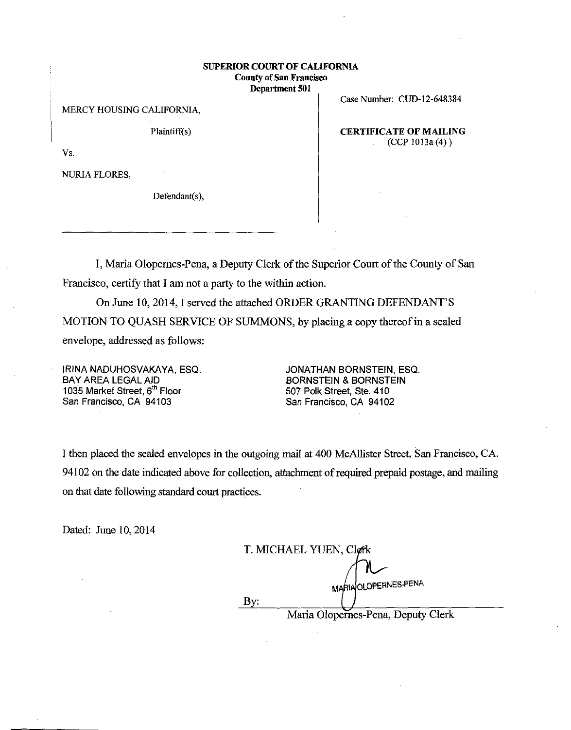**SUPERIOR COURT OF CALIFORNIA**
**County of San Francisco**
**Department 501**

| | |
|---|---|
| MERCY HOUSING CALIFORNIA,<br><br>Plaintiff(s)<br><br>Vs.<br><br>NURIA FLORES,<br><br>Defendant(s), | Case Number: CUD-12-648384<br><br>**CERTIFICATE OF MAILING**<br>(CCP 1013a (4)) |

I, Maria Olopernes-Pena, a Deputy Clerk of the Superior Court of the County of San Francisco, certify that I am not a party to the within action.

On June 10, 2014, I served the attached ORDER GRANTING DEFENDANT'S MOTION TO QUASH SERVICE OF SUMMONS, by placing a copy thereof in a sealed envelope, addressed as follows:

IRINA NADUHOSVAKAYA, ESQ.
BAY AREA LEGAL AID
1035 Market Street, 6th Floor
San Francisco, CA 94103

JONATHAN BORNSTEIN, ESQ.
BORNSTEIN & BORNSTEIN
507 Polk Street, Ste. 410
San Francisco, CA 94102

I then placed the sealed envelopes in the outgoing mail at 400 McAllister Street, San Francisco, CA. 94102 on the date indicated above for collection, attachment of required prepaid postage, and mailing on that date following standard court practices.

Dated: June 10, 2014

T. MICHAEL YUEN, Clerk

MARIA OLOPERNES-PENA

By: ______________________
Maria Olopernes-Pena, Deputy Clerk